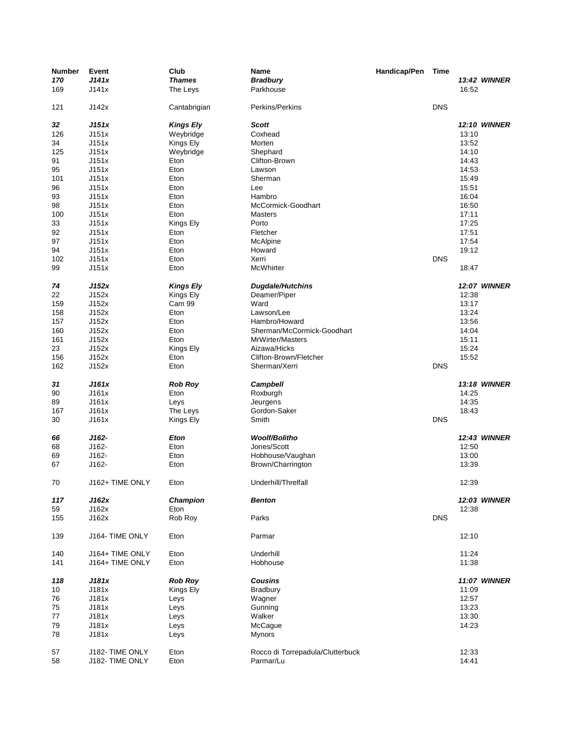| Number | Event | Club | Name | Handicap/Pen | Time | |
|---|---|---|---|---|---|---|
| ***170*** | ***J141x*** | ***Thames*** | ***Bradbury*** | | | ***13:42 WINNER*** |
| 169 | J141x | The Leys | Parkhouse | | | 16:52 |
| | | | | | | |
| 121 | J142x | Cantabrigian | Perkins/Perkins | | DNS | |
| | | | | | | |
| ***32*** | ***J151x*** | ***Kings Ely*** | ***Scott*** | | | ***12:10 WINNER*** |
| 126 | J151x | Weybridge | Coxhead | | | 13:10 |
| 34 | J151x | Kings Ely | Morten | | | 13:52 |
| 125 | J151x | Weybridge | Shephard | | | 14:10 |
| 91 | J151x | Eton | Clifton-Brown | | | 14:43 |
| 95 | J151x | Eton | Lawson | | | 14:53 |
| 101 | J151x | Eton | Sherman | | | 15:49 |
| 96 | J151x | Eton | Lee | | | 15:51 |
| 93 | J151x | Eton | Hambro | | | 16:04 |
| 98 | J151x | Eton | McCormick-Goodhart | | | 16:50 |
| 100 | J151x | Eton | Masters | | | 17:11 |
| 33 | J151x | Kings Ely | Porto | | | 17:25 |
| 92 | J151x | Eton | Fletcher | | | 17:51 |
| 97 | J151x | Eton | McAlpine | | | 17:54 |
| 94 | J151x | Eton | Howard | | | 19:12 |
| 102 | J151x | Eton | Xerri | | DNS | |
| 99 | J151x | Eton | McWhirter | | | 18:47 |
| | | | | | | |
| ***74*** | ***J152x*** | ***Kings Ely*** | ***Dugdale/Hutchins*** | | | ***12:07 WINNER*** |
| 22 | J152x | Kings Ely | Deamer/Piper | | | 12:38 |
| 159 | J152x | Cam 99 | Ward | | | 13:17 |
| 158 | J152x | Eton | Lawson/Lee | | | 13:24 |
| 157 | J152x | Eton | Hambro/Howard | | | 13:56 |
| 160 | J152x | Eton | Sherman/McCormick-Goodhart | | | 14:04 |
| 161 | J152x | Eton | MrWirter/Masters | | | 15:11 |
| 23 | J152x | Kings Ely | Aizawa/Hicks | | | 15:24 |
| 156 | J152x | Eton | Clifton-Brown/Fletcher | | | 15:52 |
| 162 | J152x | Eton | Sherman/Xerri | | DNS | |
| | | | | | | |
| ***31*** | ***J161x*** | ***Rob Roy*** | ***Campbell*** | | | ***13:18 WINNER*** |
| 90 | J161x | Eton | Roxburgh | | | 14:25 |
| 89 | J161x | Leys | Jeurgens | | | 14:35 |
| 167 | J161x | The Leys | Gordon-Saker | | | 18:43 |
| 30 | J161x | Kings Ely | Smith | | DNS | |
| | | | | | | |
| ***66*** | ***J162-*** | ***Eton*** | ***Woolf/Bolitho*** | | | ***12:43 WINNER*** |
| 68 | J162- | Eton | Jones/Scott | | | 12:50 |
| 69 | J162- | Eton | Hobhouse/Vaughan | | | 13:00 |
| 67 | J162- | Eton | Brown/Charrington | | | 13:39 |
| | | | | | | |
| 70 | J162+ TIME ONLY | Eton | Underhill/Threlfall | | | 12:39 |
| | | | | | | |
| ***117*** | ***J162x*** | ***Champion*** | ***Benton*** | | | ***12:03 WINNER*** |
| 59 | J162x | Eton | | | | 12:38 |
| 155 | J162x | Rob Roy | Parks | | DNS | |
| | | | | | | |
| 139 | J164- TIME ONLY | Eton | Parmar | | | 12:10 |
| | | | | | | |
| 140 | J164+ TIME ONLY | Eton | Underhill | | | 11:24 |
| 141 | J164+ TIME ONLY | Eton | Hobhouse | | | 11:38 |
| | | | | | | |
| ***118*** | ***J181x*** | ***Rob Roy*** | ***Cousins*** | | | ***11:07 WINNER*** |
| 10 | J181x | Kings Ely | Bradbury | | | 11:09 |
| 76 | J181x | Leys | Wagner | | | 12:57 |
| 75 | J181x | Leys | Gunning | | | 13:23 |
| 77 | J181x | Leys | Walker | | | 13:30 |
| 79 | J181x | Leys | McCague | | | 14:23 |
| 78 | J181x | Leys | Mynors | | | |
| | | | | | | |
| 57 | J182- TIME ONLY | Eton | Rocco di Torrepadula/Clutterbuck | | | 12:33 |
| 58 | J182- TIME ONLY | Eton | Parmar/Lu | | | 14:41 |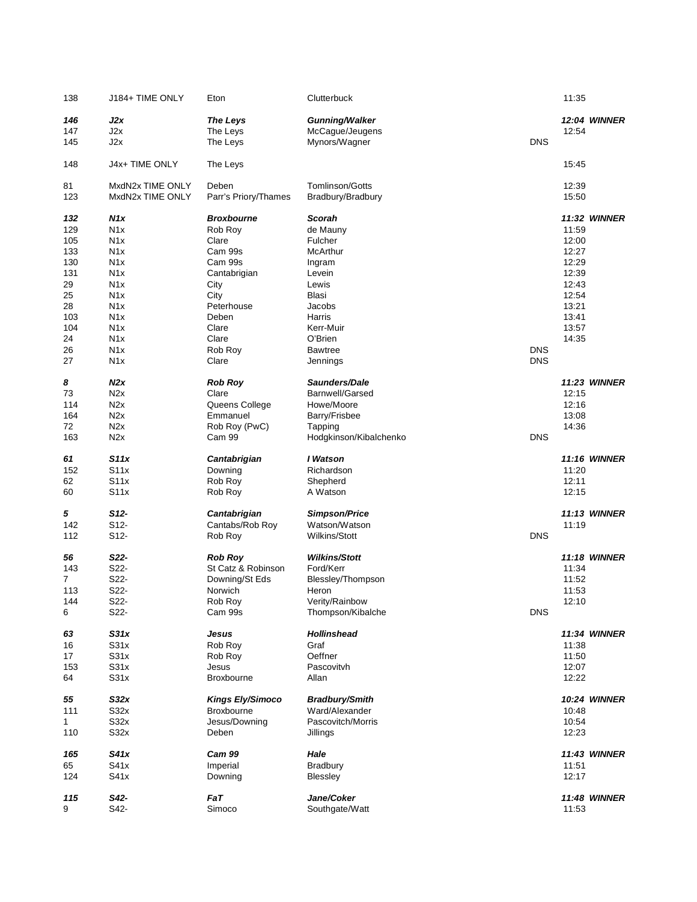| | | | | | |
|---|---|---|---|---|---|
| 138 | J184+ TIME ONLY | Eton | Clutterbuck | | 11:35 |
| ***146*** | ***J2x*** | ***The Leys*** | ***Gunning/Walker*** | | ***12:04 WINNER*** |
| 147 | J2x | The Leys | McCague/Jeugens | | 12:54 |
| 145 | J2x | The Leys | Mynors/Wagner | DNS | |
| 148 | J4x+ TIME ONLY | The Leys | | | 15:45 |
| 81 | MxdN2x TIME ONLY | Deben | Tomlinson/Gotts | | 12:39 |
| 123 | MxdN2x TIME ONLY | Parr's Priory/Thames | Bradbury/Bradbury | | 15:50 |
| ***132*** | ***N1x*** | ***Broxbourne*** | ***Scorah*** | | ***11:32 WINNER*** |
| 129 | N1x | Rob Roy | de Mauny | | 11:59 |
| 105 | N1x | Clare | Fulcher | | 12:00 |
| 133 | N1x | Cam 99s | McArthur | | 12:27 |
| 130 | N1x | Cam 99s | Ingram | | 12:29 |
| 131 | N1x | Cantabrigian | Levein | | 12:39 |
| 29 | N1x | City | Lewis | | 12:43 |
| 25 | N1x | City | Blasi | | 12:54 |
| 28 | N1x | Peterhouse | Jacobs | | 13:21 |
| 103 | N1x | Deben | Harris | | 13:41 |
| 104 | N1x | Clare | Kerr-Muir | | 13:57 |
| 24 | N1x | Clare | O'Brien | | 14:35 |
| 26 | N1x | Rob Roy | Bawtree | DNS | |
| 27 | N1x | Clare | Jennings | DNS | |
| ***8*** | ***N2x*** | ***Rob Roy*** | ***Saunders/Dale*** | | ***11:23 WINNER*** |
| 73 | N2x | Clare | Barnwell/Garsed | | 12:15 |
| 114 | N2x | Queens College | Howe/Moore | | 12:16 |
| 164 | N2x | Emmanuel | Barry/Frisbee | | 13:08 |
| 72 | N2x | Rob Roy (PwC) | Tapping | | 14:36 |
| 163 | N2x | Cam 99 | Hodgkinson/Kibalchenko | DNS | |
| ***61*** | ***S11x*** | ***Cantabrigian*** | ***I Watson*** | | ***11:16 WINNER*** |
| 152 | S11x | Downing | Richardson | | 11:20 |
| 62 | S11x | Rob Roy | Shepherd | | 12:11 |
| 60 | S11x | Rob Roy | A Watson | | 12:15 |
| ***5*** | ***S12-*** | ***Cantabrigian*** | ***Simpson/Price*** | | ***11:13 WINNER*** |
| 142 | S12- | Cantabs/Rob Roy | Watson/Watson | | 11:19 |
| 112 | S12- | Rob Roy | Wilkins/Stott | DNS | |
| ***56*** | ***S22-*** | ***Rob Roy*** | ***Wilkins/Stott*** | | ***11:18 WINNER*** |
| 143 | S22- | St Catz & Robinson | Ford/Kerr | | 11:34 |
| 7 | S22- | Downing/St Eds | Blessley/Thompson | | 11:52 |
| 113 | S22- | Norwich | Heron | | 11:53 |
| 144 | S22- | Rob Roy | Verity/Rainbow | | 12:10 |
| 6 | S22- | Cam 99s | Thompson/Kibalche | DNS | |
| ***63*** | ***S31x*** | ***Jesus*** | ***Hollinshead*** | | ***11:34 WINNER*** |
| 16 | S31x | Rob Roy | Graf | | 11:38 |
| 17 | S31x | Rob Roy | Oeffner | | 11:50 |
| 153 | S31x | Jesus | Pascovitvh | | 12:07 |
| 64 | S31x | Broxbourne | Allan | | 12:22 |
| ***55*** | ***S32x*** | ***Kings Ely/Simoco*** | ***Bradbury/Smith*** | | ***10:24 WINNER*** |
| 111 | S32x | Broxbourne | Ward/Alexander | | 10:48 |
| 1 | S32x | Jesus/Downing | Pascovitch/Morris | | 10:54 |
| 110 | S32x | Deben | Jillings | | 12:23 |
| ***165*** | ***S41x*** | ***Cam 99*** | ***Hale*** | | ***11:43 WINNER*** |
| 65 | S41x | Imperial | Bradbury | | 11:51 |
| 124 | S41x | Downing | Blessley | | 12:17 |
| ***115*** | ***S42-*** | ***FaT*** | ***Jane/Coker*** | | ***11:48 WINNER*** |
| 9 | S42- | Simoco | Southgate/Watt | | 11:53 |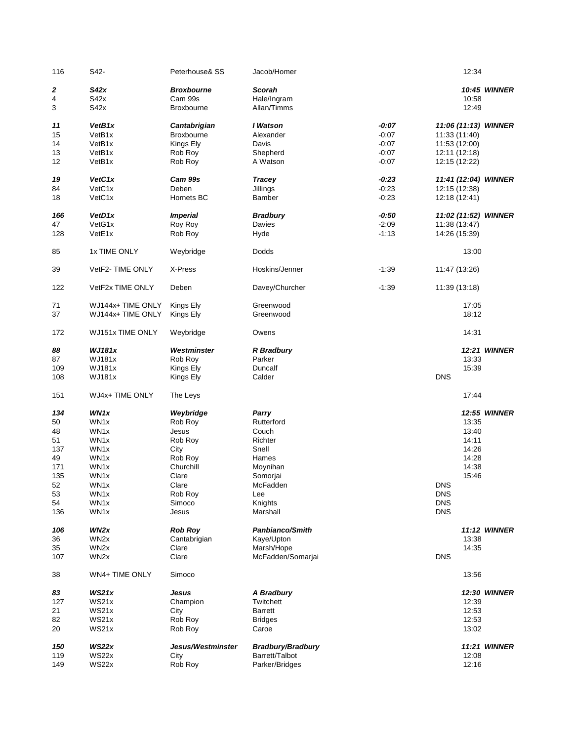| | | | | | |
|---|---|---|---|---|---|
| 116 | S42- | Peterhouse& SS | Jacob/Homer | | 12:34 |
| | | | | | |
| ***2*** | ***S42x*** | ***Broxbourne*** | ***Scorah*** | | ***10:45 WINNER*** |
| 4 | S42x | Cam 99s | Hale/Ingram | | 10:58 |
| 3 | S42x | Broxbourne | Allan/Timms | | 12:49 |
| | | | | | |
| ***11*** | ***VetB1x*** | ***Cantabrigian*** | ***I Watson*** | ***-0:07*** | ***11:06 (11:13) WINNER*** |
| 15 | VetB1x | Broxbourne | Alexander | -0:07 | 11:33 (11:40) |
| 14 | VetB1x | Kings Ely | Davis | -0:07 | 11:53 (12:00) |
| 13 | VetB1x | Rob Roy | Shepherd | -0:07 | 12:11 (12:18) |
| 12 | VetB1x | Rob Roy | A Watson | -0:07 | 12:15 (12:22) |
| | | | | | |
| ***19*** | ***VetC1x*** | ***Cam 99s*** | ***Tracey*** | ***-0:23*** | ***11:41 (12:04) WINNER*** |
| 84 | VetC1x | Deben | Jillings | -0:23 | 12:15 (12:38) |
| 18 | VetC1x | Hornets BC | Bamber | -0:23 | 12:18 (12:41) |
| | | | | | |
| ***166*** | ***VetD1x*** | ***Imperial*** | ***Bradbury*** | ***-0:50*** | ***11:02 (11:52) WINNER*** |
| 47 | VetG1x | Roy Roy | Davies | -2:09 | 11:38 (13:47) |
| 128 | VetE1x | Rob Roy | Hyde | -1:13 | 14:26 (15:39) |
| | | | | | |
| 85 | 1x TIME ONLY | Weybridge | Dodds | | 13:00 |
| | | | | | |
| 39 | VetF2- TIME ONLY | X-Press | Hoskins/Jenner | -1:39 | 11:47 (13:26) |
| | | | | | |
| 122 | VetF2x TIME ONLY | Deben | Davey/Churcher | -1:39 | 11:39 (13:18) |
| | | | | | |
| 71 | WJ144x+ TIME ONLY | Kings Ely | Greenwood | | 17:05 |
| 37 | WJ144x+ TIME ONLY | Kings Ely | Greenwood | | 18:12 |
| | | | | | |
| 172 | WJ151x TIME ONLY | Weybridge | Owens | | 14:31 |
| | | | | | |
| ***88*** | ***WJ181x*** | ***Westminster*** | ***R Bradbury*** | | ***12:21 WINNER*** |
| 87 | WJ181x | Rob Roy | Parker | | 13:33 |
| 109 | WJ181x | Kings Ely | Duncalf | | 15:39 |
| 108 | WJ181x | Kings Ely | Calder | | DNS |
| | | | | | |
| 151 | WJ4x+ TIME ONLY | The Leys | | | 17:44 |
| | | | | | |
| ***134*** | ***WN1x*** | ***Weybridge*** | ***Parry*** | | ***12:55 WINNER*** |
| 50 | WN1x | Rob Roy | Rutterford | | 13:35 |
| 48 | WN1x | Jesus | Couch | | 13:40 |
| 51 | WN1x | Rob Roy | Richter | | 14:11 |
| 137 | WN1x | City | Snell | | 14:26 |
| 49 | WN1x | Rob Roy | Hames | | 14:28 |
| 171 | WN1x | Churchill | Moynihan | | 14:38 |
| 135 | WN1x | Clare | Somorjai | | 15:46 |
| 52 | WN1x | Clare | McFadden | | DNS |
| 53 | WN1x | Rob Roy | Lee | | DNS |
| 54 | WN1x | Simoco | Knights | | DNS |
| 136 | WN1x | Jesus | Marshall | | DNS |
| | | | | | |
| ***106*** | ***WN2x*** | ***Rob Roy*** | ***Panbianco/Smith*** | | ***11:12 WINNER*** |
| 36 | WN2x | Cantabrigian | Kaye/Upton | | 13:38 |
| 35 | WN2x | Clare | Marsh/Hope | | 14:35 |
| 107 | WN2x | Clare | McFadden/Somarjai | | DNS |
| | | | | | |
| 38 | WN4+ TIME ONLY | Simoco | | | 13:56 |
| | | | | | |
| ***83*** | ***WS21x*** | ***Jesus*** | ***A Bradbury*** | | ***12:30 WINNER*** |
| 127 | WS21x | Champion | Twitchett | | 12:39 |
| 21 | WS21x | City | Barrett | | 12:53 |
| 82 | WS21x | Rob Roy | Bridges | | 12:53 |
| 20 | WS21x | Rob Roy | Caroe | | 13:02 |
| | | | | | |
| ***150*** | ***WS22x*** | ***Jesus/Westminster*** | ***Bradbury/Bradbury*** | | ***11:21 WINNER*** |
| 119 | WS22x | City | Barrett/Talbot | | 12:08 |
| 149 | WS22x | Rob Roy | Parker/Bridges | | 12:16 |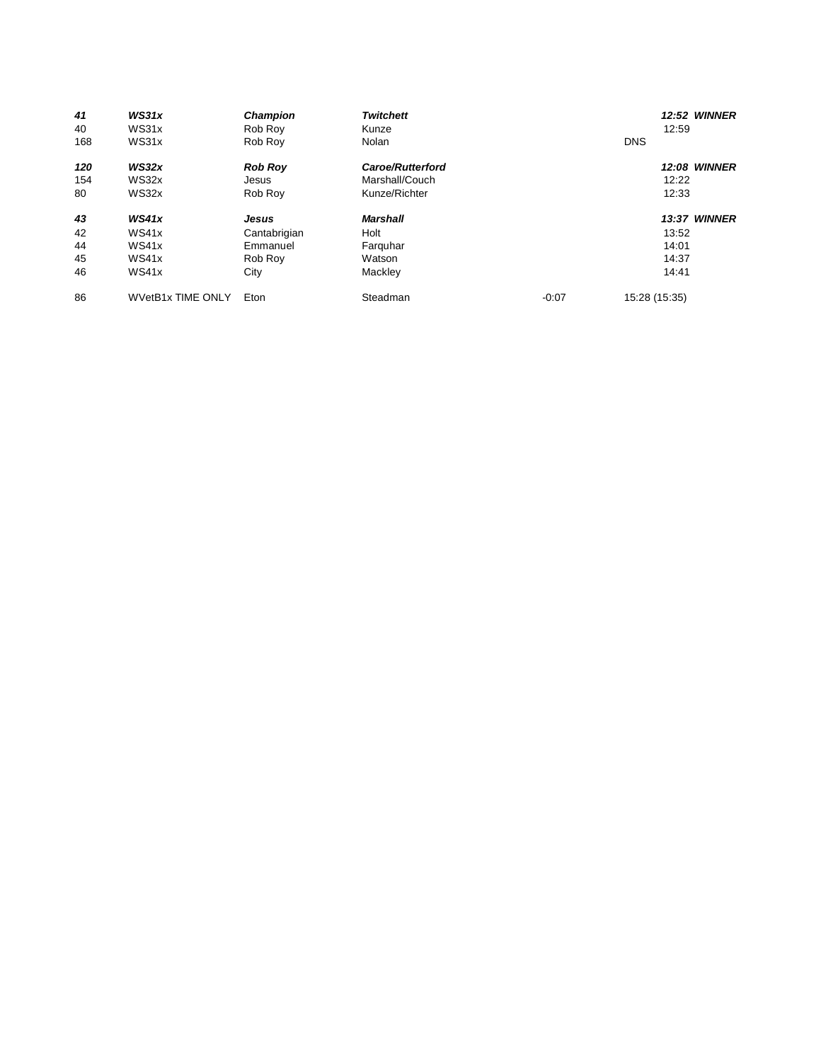| | | | | | | |
|---|---|---|---|---|---|---|
| ***41*** | ***WS31x*** | ***Champion*** | ***Twitchett*** | | ***12:52*** | ***WINNER*** |
| 40 | WS31x | Rob Roy | Kunze | | 12:59 | |
| 168 | WS31x | Rob Roy | Nolan | | DNS | |
| | | | | | | |
| ***120*** | ***WS32x*** | ***Rob Roy*** | ***Caroe/Rutterford*** | | ***12:08*** | ***WINNER*** |
| 154 | WS32x | Jesus | Marshall/Couch | | 12:22 | |
| 80 | WS32x | Rob Roy | Kunze/Richter | | 12:33 | |
| | | | | | | |
| ***43*** | ***WS41x*** | ***Jesus*** | ***Marshall*** | | ***13:37*** | ***WINNER*** |
| 42 | WS41x | Cantabrigian | Holt | | 13:52 | |
| 44 | WS41x | Emmanuel | Farquhar | | 14:01 | |
| 45 | WS41x | Rob Roy | Watson | | 14:37 | |
| 46 | WS41x | City | Mackley | | 14:41 | |
| | | | | | | |
| 86 | WVetB1x TIME ONLY | Eton | Steadman | -0:07 | 15:28 (15:35) | |